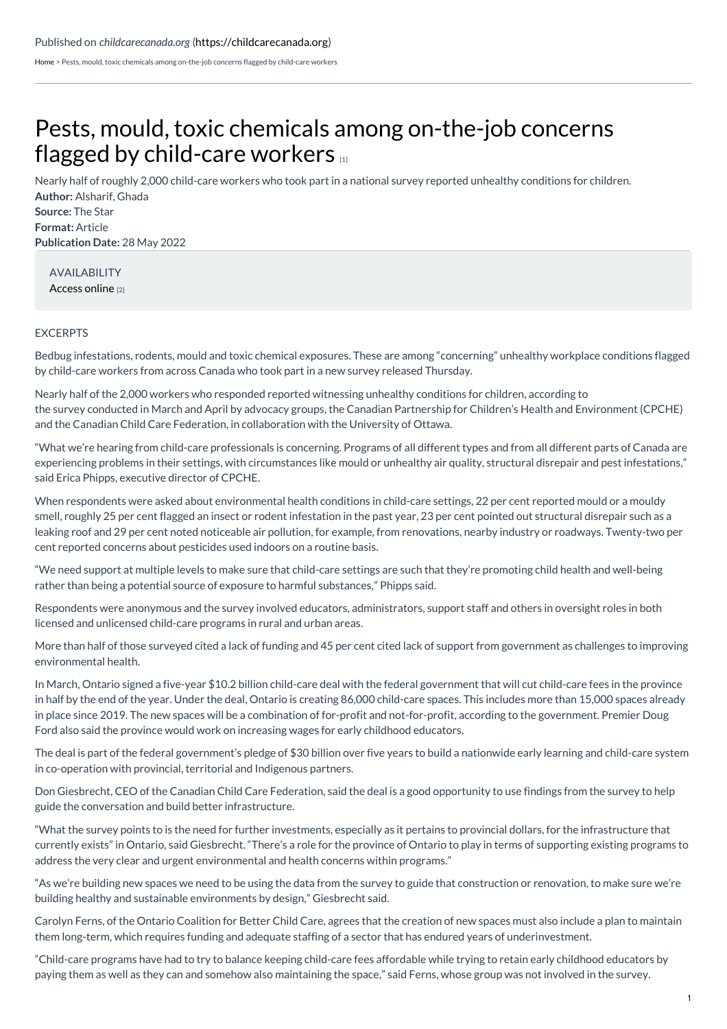Published on *childcarecanada.org* (https://childcarecanada.org)

Home > Pests, mould, toxic chemicals among on-the-job concerns flagged by child-care workers

# Pests, mould, toxic chemicals among on-the-job concerns flagged by child-care workers [1]

Nearly half of roughly 2,000 child-care workers who took part in a national survey reported unhealthy conditions for children.

**Author:** Alsharif, Ghada
**Source:** The Star
**Format:** Article
**Publication Date:** 28 May 2022

AVAILABILITY
Access online [2]

EXCERPTS

Bedbug infestations, rodents, mould and toxic chemical exposures. These are among "concerning" unhealthy workplace conditions flagged by child-care workers from across Canada who took part in a new survey released Thursday.

Nearly half of the 2,000 workers who responded reported witnessing unhealthy conditions for children, according to the survey conducted in March and April by advocacy groups, the Canadian Partnership for Children's Health and Environment (CPCHE) and the Canadian Child Care Federation, in collaboration with the University of Ottawa.

"What we're hearing from child-care professionals is concerning. Programs of all different types and from all different parts of Canada are experiencing problems in their settings, with circumstances like mould or unhealthy air quality, structural disrepair and pest infestations," said Erica Phipps, executive director of CPCHE.

When respondents were asked about environmental health conditions in child-care settings, 22 per cent reported mould or a mouldy smell, roughly 25 per cent flagged an insect or rodent infestation in the past year, 23 per cent pointed out structural disrepair such as a leaking roof and 29 per cent noted noticeable air pollution, for example, from renovations, nearby industry or roadways. Twenty-two per cent reported concerns about pesticides used indoors on a routine basis.

"We need support at multiple levels to make sure that child-care settings are such that they're promoting child health and well-being rather than being a potential source of exposure to harmful substances," Phipps said.

Respondents were anonymous and the survey involved educators, administrators, support staff and others in oversight roles in both licensed and unlicensed child-care programs in rural and urban areas.

More than half of those surveyed cited a lack of funding and 45 per cent cited lack of support from government as challenges to improving environmental health.

In March, Ontario signed a five-year $10.2 billion child-care deal with the federal government that will cut child-care fees in the province in half by the end of the year. Under the deal, Ontario is creating 86,000 child-care spaces. This includes more than 15,000 spaces already in place since 2019. The new spaces will be a combination of for-profit and not-for-profit, according to the government. Premier Doug Ford also said the province would work on increasing wages for early childhood educators.

The deal is part of the federal government's pledge of $30 billion over five years to build a nationwide early learning and child-care system in co-operation with provincial, territorial and Indigenous partners.

Don Giesbrecht, CEO of the Canadian Child Care Federation, said the deal is a good opportunity to use findings from the survey to help guide the conversation and build better infrastructure.

"What the survey points to is the need for further investments, especially as it pertains to provincial dollars, for the infrastructure that currently exists" in Ontario, said Giesbrecht. "There's a role for the province of Ontario to play in terms of supporting existing programs to address the very clear and urgent environmental and health concerns within programs."

"As we're building new spaces we need to be using the data from the survey to guide that construction or renovation, to make sure we're building healthy and sustainable environments by design," Giesbrecht said.

Carolyn Ferns, of the Ontario Coalition for Better Child Care, agrees that the creation of new spaces must also include a plan to maintain them long-term, which requires funding and adequate staffing of a sector that has endured years of underinvestment.

"Child-care programs have had to try to balance keeping child-care fees affordable while trying to retain early childhood educators by paying them as well as they can and somehow also maintaining the space," said Ferns, whose group was not involved in the survey.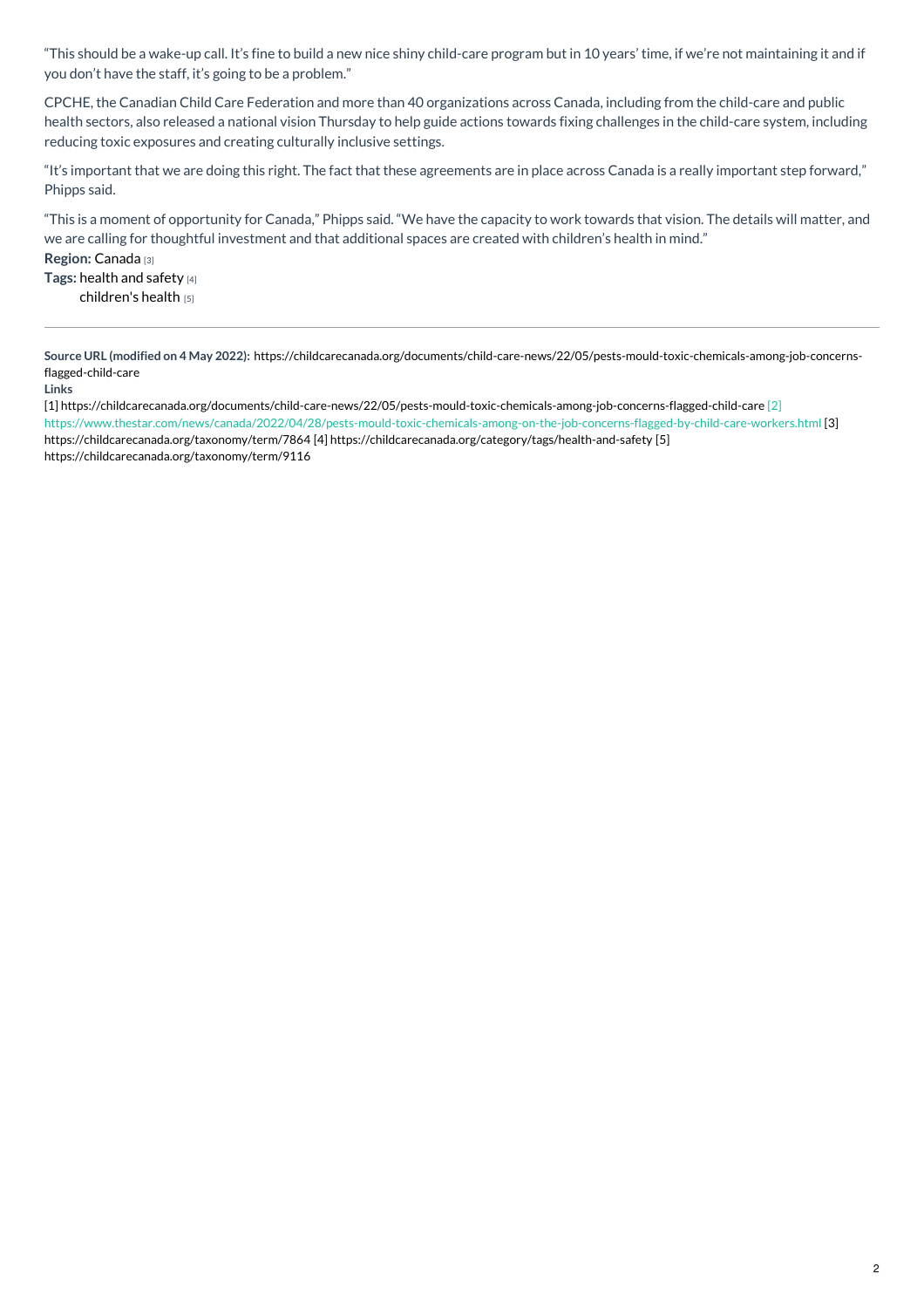"This should be a wake-up call. It's fine to build a new nice shiny child-care program but in 10 years' time, if we're not maintaining it and if you don't have the staff, it's going to be a problem."

CPCHE, the Canadian Child Care Federation and more than 40 organizations across Canada, including from the child-care and public health sectors, also released a national vision Thursday to help guide actions towards fixing challenges in the child-care system, including reducing toxic exposures and creating culturally inclusive settings.

"It's important that we are doing this right. The fact that these agreements are in place across Canada is a really important step forward," Phipps said.

"This is a moment of opportunity for Canada," Phipps said. "We have the capacity to work towards that vision. The details will matter, and we are calling for thoughtful investment and that additional spaces are created with children's health in mind."

**Region:** Canada [3]
**Tags:** health and safety [4]
children's health [5]

---

**Source URL (modified on 4 May 2022):** https://childcarecanada.org/documents/child-care-news/22/05/pests-mould-toxic-chemicals-among-job-concerns-flagged-child-care

**Links**

[1] https://childcarecanada.org/documents/child-care-news/22/05/pests-mould-toxic-chemicals-among-job-concerns-flagged-child-care [2] https://www.thestar.com/news/canada/2022/04/28/pests-mould-toxic-chemicals-among-on-the-job-concerns-flagged-by-child-care-workers.html [3] https://childcarecanada.org/taxonomy/term/7864 [4] https://childcarecanada.org/category/tags/health-and-safety [5] https://childcarecanada.org/taxonomy/term/9116